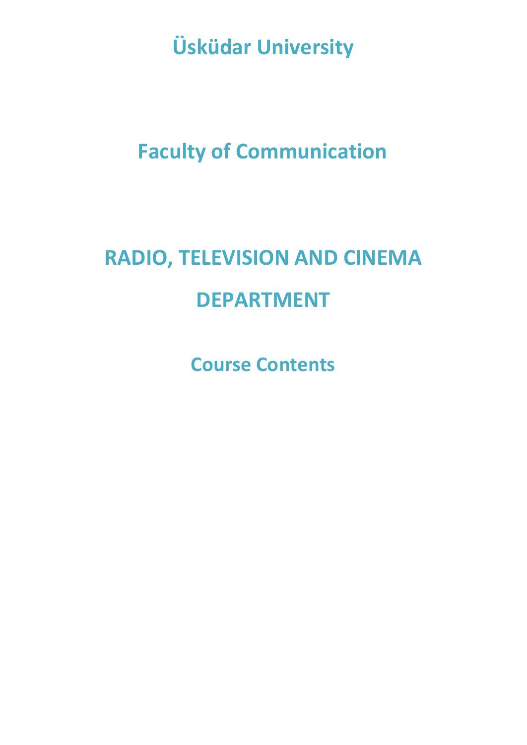# Üsküdar University

## Faculty of Communication

# RADIO, TELEVISION AND CINEMA DEPARTMENT

## Course Contents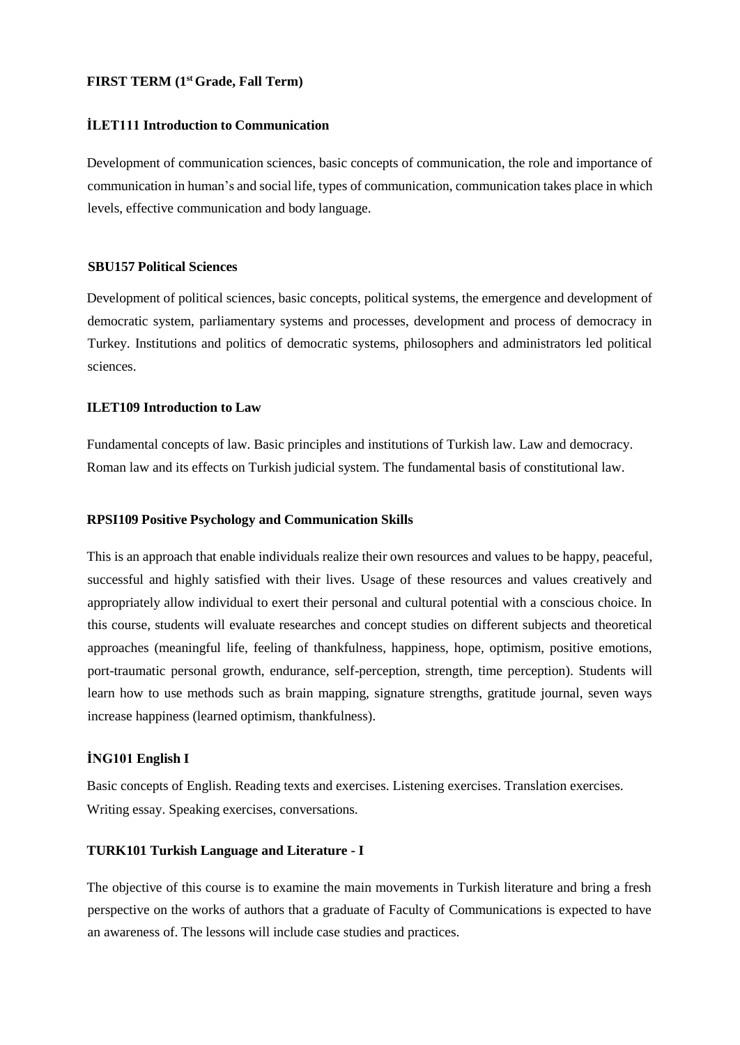## FIRST TERM (1st Grade, Fall Term)

### İLET111 Introduction to Communication

Development of communication sciences, basic concepts of communication, the role and importance of communication in human's and social life, types of communication, communication takes place in which levels, effective communication and body language.

### SBU157 Political Sciences

Development of political sciences, basic concepts, political systems, the emergence and development of democratic system, parliamentary systems and processes, development and process of democracy in Turkey. Institutions and politics of democratic systems, philosophers and administrators led political sciences.

### ILET109 Introduction to Law

Fundamental concepts of law. Basic principles and institutions of Turkish law. Law and democracy. Roman law and its effects on Turkish judicial system. The fundamental basis of constitutional law.

### RPSI109 Positive Psychology and Communication Skills

This is an approach that enable individuals realize their own resources and values to be happy, peaceful, successful and highly satisfied with their lives. Usage of these resources and values creatively and appropriately allow individual to exert their personal and cultural potential with a conscious choice. In this course, students will evaluate researches and concept studies on different subjects and theoretical approaches (meaningful life, feeling of thankfulness, happiness, hope, optimism, positive emotions, port-traumatic personal growth, endurance, self-perception, strength, time perception). Students will learn how to use methods such as brain mapping, signature strengths, gratitude journal, seven ways increase happiness (learned optimism, thankfulness).

### İNG101 English I

Basic concepts of English. Reading texts and exercises. Listening exercises. Translation exercises. Writing essay. Speaking exercises, conversations.

### TURK101 Turkish Language and Literature - I

The objective of this course is to examine the main movements in Turkish literature and bring a fresh perspective on the works of authors that a graduate of Faculty of Communications is expected to have an awareness of. The lessons will include case studies and practices.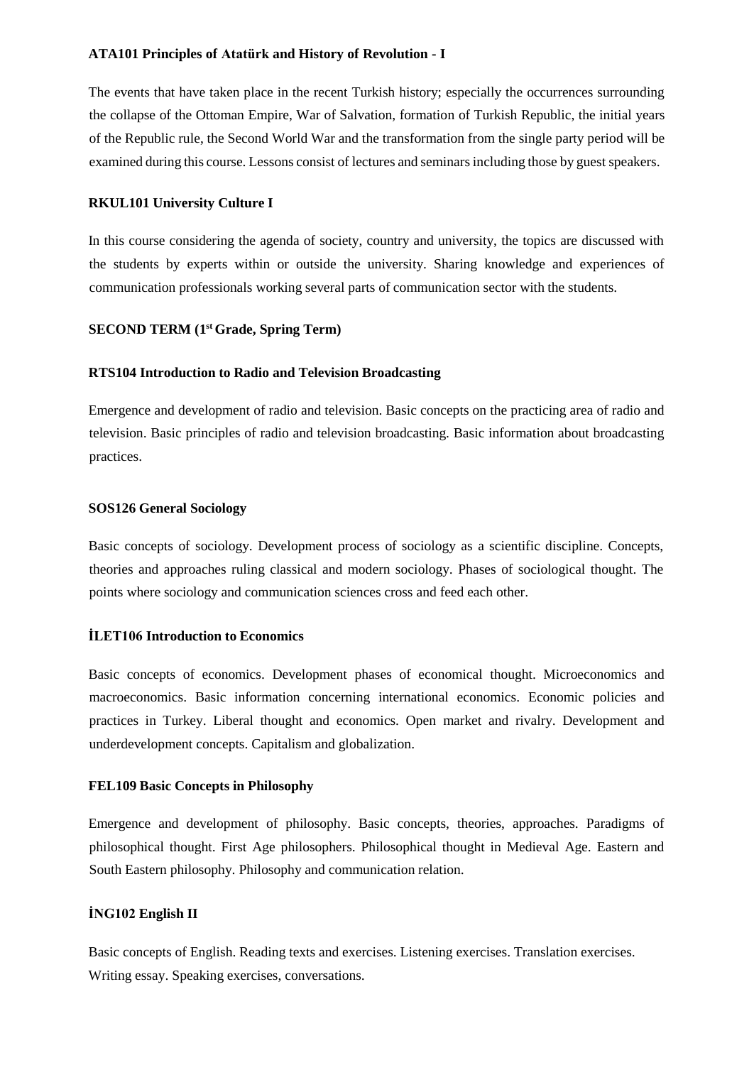### ATA101 Principles of Atatürk and History of Revolution - I

The events that have taken place in the recent Turkish history; especially the occurrences surrounding the collapse of the Ottoman Empire, War of Salvation, formation of Turkish Republic, the initial years of the Republic rule, the Second World War and the transformation from the single party period will be examined during this course. Lessons consist of lectures and seminars including those by guest speakers.

### RKUL101 University Culture I

In this course considering the agenda of society, country and university, the topics are discussed with the students by experts within or outside the university. Sharing knowledge and experiences of communication professionals working several parts of communication sector with the students.

## SECOND TERM (1st Grade, Spring Term)

### RTS104 Introduction to Radio and Television Broadcasting

Emergence and development of radio and television. Basic concepts on the practicing area of radio and television. Basic principles of radio and television broadcasting. Basic information about broadcasting practices.

### SOS126 General Sociology

Basic concepts of sociology. Development process of sociology as a scientific discipline. Concepts, theories and approaches ruling classical and modern sociology. Phases of sociological thought. The points where sociology and communication sciences cross and feed each other.

### İLET106 Introduction to Economics

Basic concepts of economics. Development phases of economical thought. Microeconomics and macroeconomics. Basic information concerning international economics. Economic policies and practices in Turkey. Liberal thought and economics. Open market and rivalry. Development and underdevelopment concepts. Capitalism and globalization.

### FEL109 Basic Concepts in Philosophy

Emergence and development of philosophy. Basic concepts, theories, approaches. Paradigms of philosophical thought. First Age philosophers. Philosophical thought in Medieval Age. Eastern and South Eastern philosophy. Philosophy and communication relation.

### İNG102 English II

Basic concepts of English. Reading texts and exercises. Listening exercises. Translation exercises. Writing essay. Speaking exercises, conversations.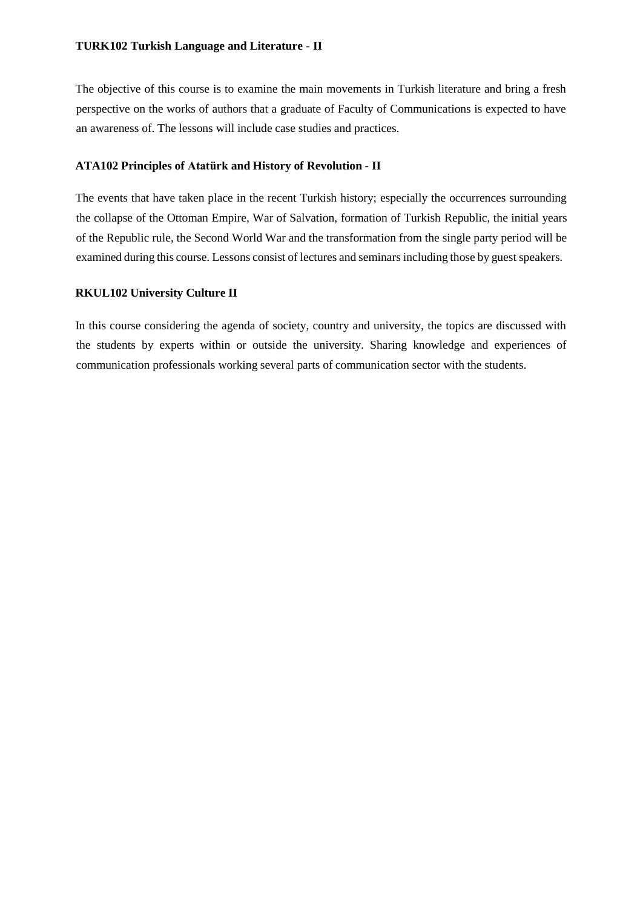### TURK102 Turkish Language and Literature - II

The objective of this course is to examine the main movements in Turkish literature and bring a fresh perspective on the works of authors that a graduate of Faculty of Communications is expected to have an awareness of. The lessons will include case studies and practices.

### ATA102 Principles of Atatürk and History of Revolution - II

The events that have taken place in the recent Turkish history; especially the occurrences surrounding the collapse of the Ottoman Empire, War of Salvation, formation of Turkish Republic, the initial years of the Republic rule, the Second World War and the transformation from the single party period will be examined during this course. Lessons consist of lectures and seminars including those by guest speakers.

### RKUL102 University Culture II

In this course considering the agenda of society, country and university, the topics are discussed with the students by experts within or outside the university. Sharing knowledge and experiences of communication professionals working several parts of communication sector with the students.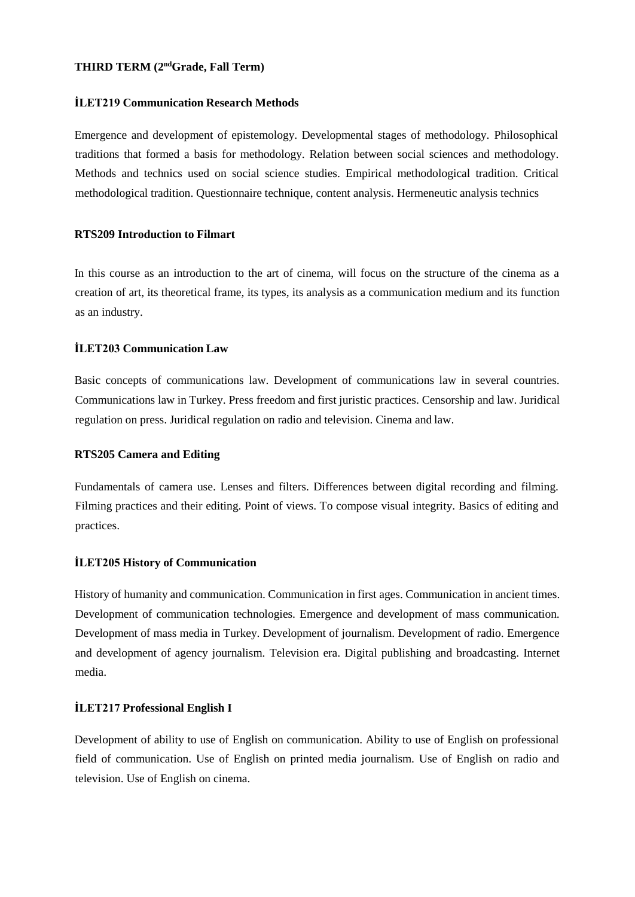**THIRD TERM (2nd Grade, Fall Term)**

**İLET219 Communication Research Methods**

Emergence and development of epistemology. Developmental stages of methodology. Philosophical traditions that formed a basis for methodology. Relation between social sciences and methodology. Methods and technics used on social science studies. Empirical methodological tradition. Critical methodological tradition. Questionnaire technique, content analysis. Hermeneutic analysis technics

**RTS209 Introduction to Filmart**

In this course as an introduction to the art of cinema, will focus on the structure of the cinema as a creation of art, its theoretical frame, its types, its analysis as a communication medium and its function as an industry.

**İLET203 Communication Law**

Basic concepts of communications law. Development of communications law in several countries. Communications law in Turkey. Press freedom and first juristic practices. Censorship and law. Juridical regulation on press. Juridical regulation on radio and television. Cinema and law.

**RTS205 Camera and Editing**

Fundamentals of camera use. Lenses and filters. Differences between digital recording and filming. Filming practices and their editing. Point of views. To compose visual integrity. Basics of editing and practices.

**İLET205 History of Communication**

History of humanity and communication. Communication in first ages. Communication in ancient times. Development of communication technologies. Emergence and development of mass communication. Development of mass media in Turkey. Development of journalism. Development of radio. Emergence and development of agency journalism. Television era. Digital publishing and broadcasting. Internet media.

**İLET217 Professional English I**

Development of ability to use of English on communication. Ability to use of English on professional field of communication. Use of English on printed media journalism. Use of English on radio and television. Use of English on cinema.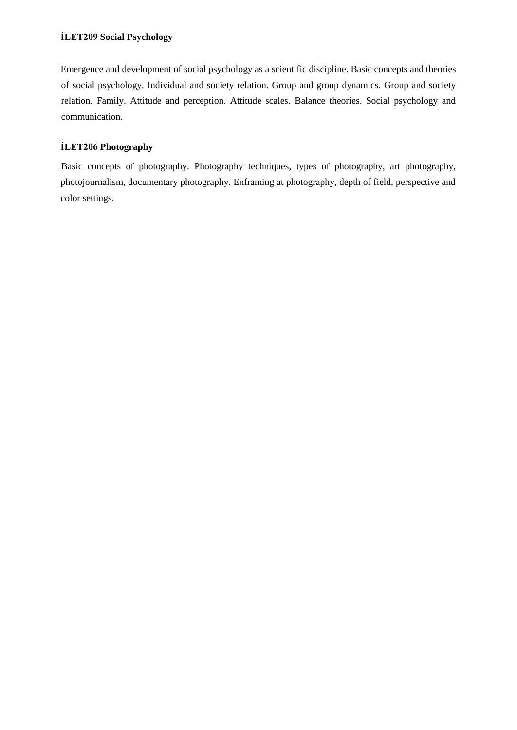**İLET209 Social Psychology**

Emergence and development of social psychology as a scientific discipline. Basic concepts and theories of social psychology. Individual and society relation. Group and group dynamics. Group and society relation. Family. Attitude and perception. Attitude scales. Balance theories. Social psychology and communication.

**İLET206 Photography**

Basic concepts of photography. Photography techniques, types of photography, art photography, photojournalism, documentary photography. Enframing at photography, depth of field, perspective and color settings.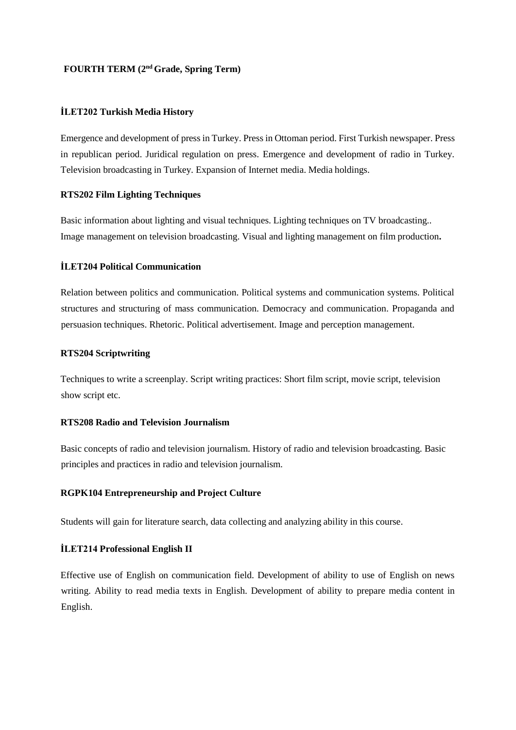## FOURTH TERM (2nd Grade, Spring Term)

### İLET202 Turkish Media History

Emergence and development of press in Turkey. Press in Ottoman period. First Turkish newspaper. Press in republican period. Juridical regulation on press. Emergence and development of radio in Turkey. Television broadcasting in Turkey. Expansion of Internet media. Media holdings.

### RTS202 Film Lighting Techniques

Basic information about lighting and visual techniques. Lighting techniques on TV broadcasting.. Image management on television broadcasting. Visual and lighting management on film production**.**

### İLET204 Political Communication

Relation between politics and communication. Political systems and communication systems. Political structures and structuring of mass communication. Democracy and communication. Propaganda and persuasion techniques. Rhetoric. Political advertisement. Image and perception management.

### RTS204 Scriptwriting

Techniques to write a screenplay. Script writing practices: Short film script, movie script, television show script etc.

### RTS208 Radio and Television Journalism

Basic concepts of radio and television journalism. History of radio and television broadcasting. Basic principles and practices in radio and television journalism.

### RGPK104 Entrepreneurship and Project Culture

Students will gain for literature search, data collecting and analyzing ability in this course.

### İLET214 Professional English II

Effective use of English on communication field. Development of ability to use of English on news writing. Ability to read media texts in English. Development of ability to prepare media content in English.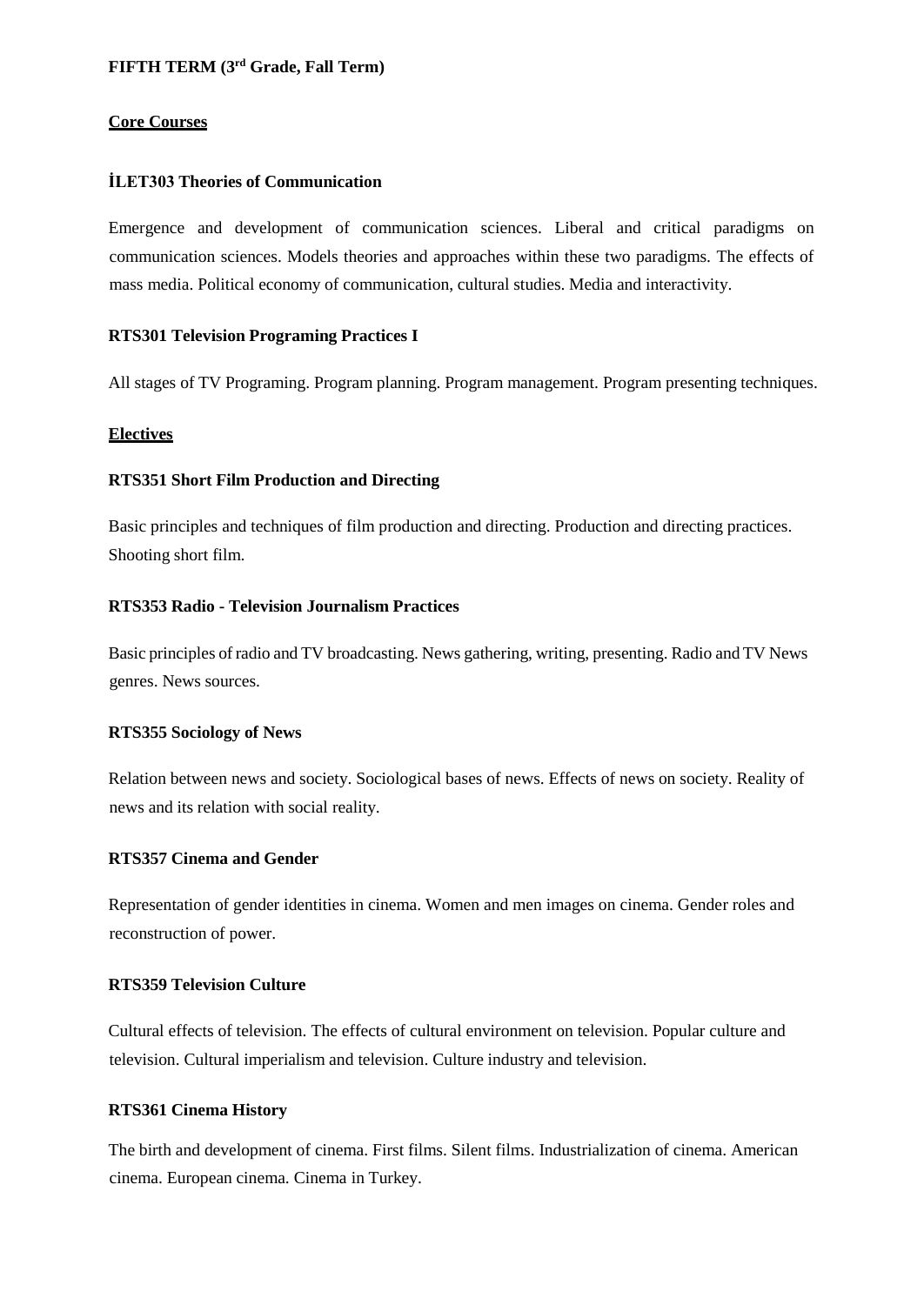## FIFTH TERM (3rd Grade, Fall Term)

### Core Courses

**İLET303 Theories of Communication**

Emergence and development of communication sciences. Liberal and critical paradigms on communication sciences. Models theories and approaches within these two paradigms. The effects of mass media. Political economy of communication, cultural studies. Media and interactivity.

**RTS301 Television Programing Practices I**

All stages of TV Programing. Program planning. Program management. Program presenting techniques.

### Electives

**RTS351 Short Film Production and Directing**

Basic principles and techniques of film production and directing. Production and directing practices. Shooting short film.

**RTS353 Radio - Television Journalism Practices**

Basic principles of radio and TV broadcasting. News gathering, writing, presenting. Radio and TV News genres. News sources.

**RTS355 Sociology of News**

Relation between news and society. Sociological bases of news. Effects of news on society. Reality of news and its relation with social reality.

**RTS357 Cinema and Gender**

Representation of gender identities in cinema. Women and men images on cinema. Gender roles and reconstruction of power.

**RTS359 Television Culture**

Cultural effects of television. The effects of cultural environment on television. Popular culture and television. Cultural imperialism and television. Culture industry and television.

**RTS361 Cinema History**

The birth and development of cinema. First films. Silent films. Industrialization of cinema. American cinema. European cinema. Cinema in Turkey.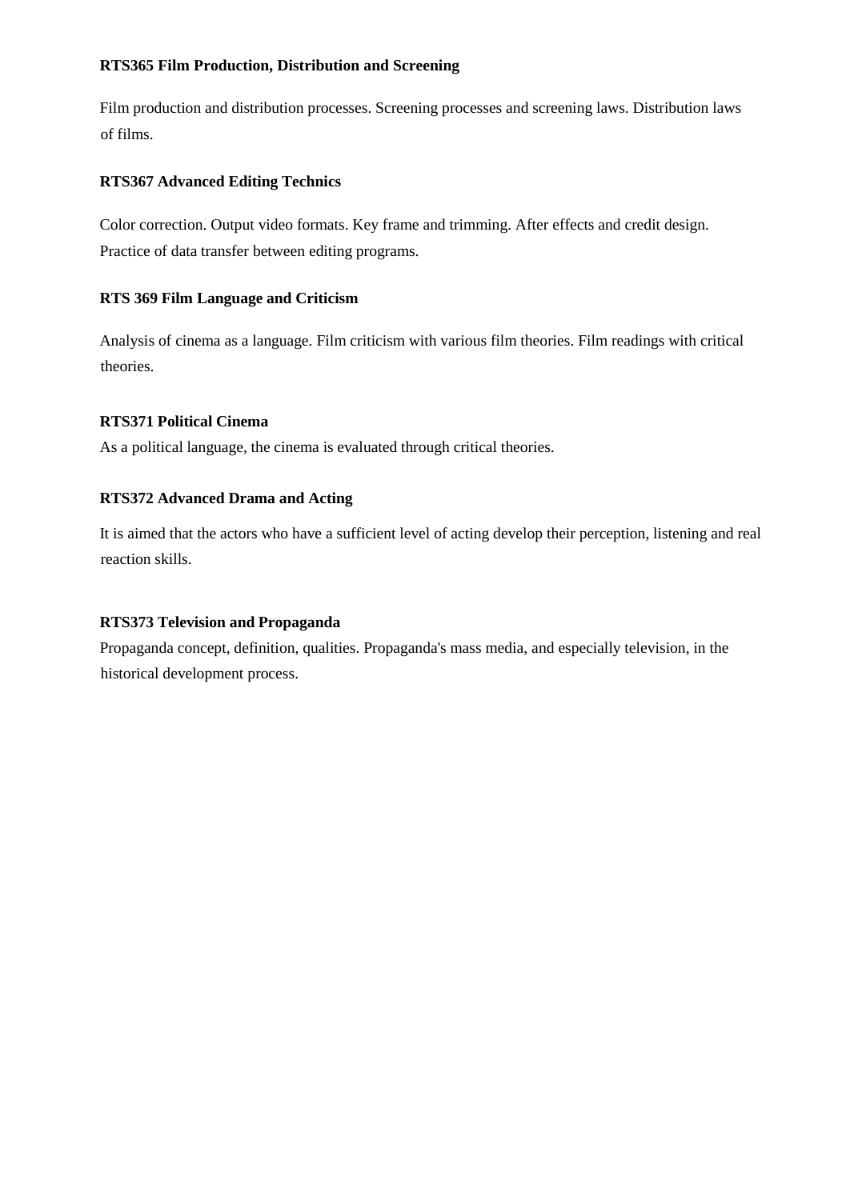**RTS365 Film Production, Distribution and Screening**

Film production and distribution processes. Screening processes and screening laws. Distribution laws of films.

**RTS367 Advanced Editing Technics**

Color correction. Output video formats. Key frame and trimming. After effects and credit design. Practice of data transfer between editing programs.

**RTS 369 Film Language and Criticism**

Analysis of cinema as a language. Film criticism with various film theories. Film readings with critical theories.

**RTS371 Political Cinema**

As a political language, the cinema is evaluated through critical theories.

**RTS372 Advanced Drama and Acting**

It is aimed that the actors who have a sufficient level of acting develop their perception, listening and real reaction skills.

**RTS373 Television and Propaganda**

Propaganda concept, definition, qualities. Propaganda's mass media, and especially television, in the historical development process.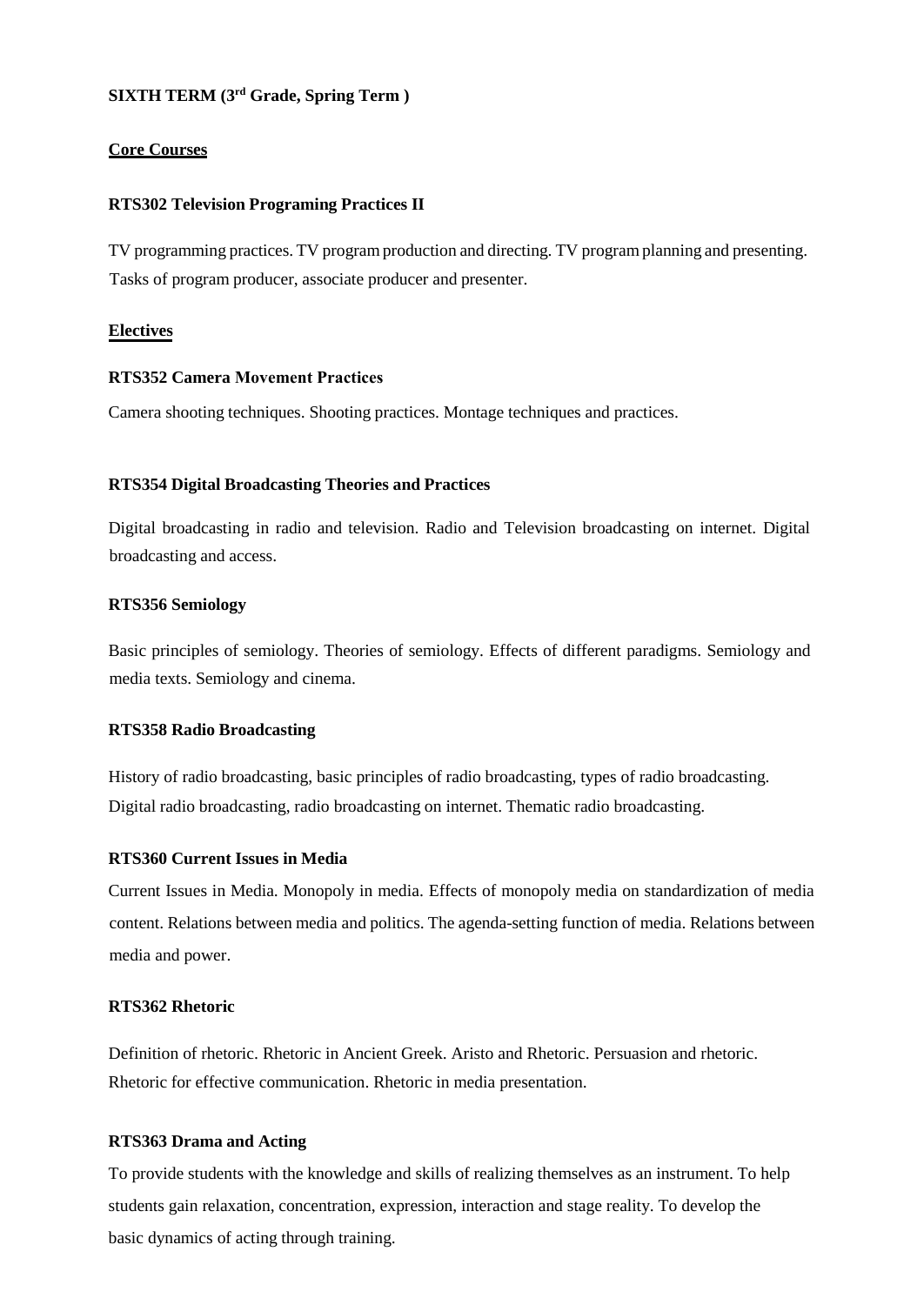**SIXTH TERM (3rd Grade, Spring Term )**

**Core Courses**

**RTS302 Television Programing Practices II**

TV programming practices. TV program production and directing. TV program planning and presenting. Tasks of program producer, associate producer and presenter.

**Electives**

**RTS352 Camera Movement Practices**

Camera shooting techniques. Shooting practices. Montage techniques and practices.

**RTS354 Digital Broadcasting Theories and Practices**

Digital broadcasting in radio and television. Radio and Television broadcasting on internet. Digital broadcasting and access.

**RTS356 Semiology**

Basic principles of semiology. Theories of semiology. Effects of different paradigms. Semiology and media texts. Semiology and cinema.

**RTS358 Radio Broadcasting**

History of radio broadcasting, basic principles of radio broadcasting, types of radio broadcasting. Digital radio broadcasting, radio broadcasting on internet. Thematic radio broadcasting.

**RTS360 Current Issues in Media**

Current Issues in Media. Monopoly in media. Effects of monopoly media on standardization of media content. Relations between media and politics. The agenda-setting function of media. Relations between media and power.

**RTS362 Rhetoric**

Definition of rhetoric. Rhetoric in Ancient Greek. Aristo and Rhetoric. Persuasion and rhetoric. Rhetoric for effective communication. Rhetoric in media presentation.

**RTS363 Drama and Acting**

To provide students with the knowledge and skills of realizing themselves as an instrument. To help students gain relaxation, concentration, expression, interaction and stage reality. To develop the basic dynamics of acting through training.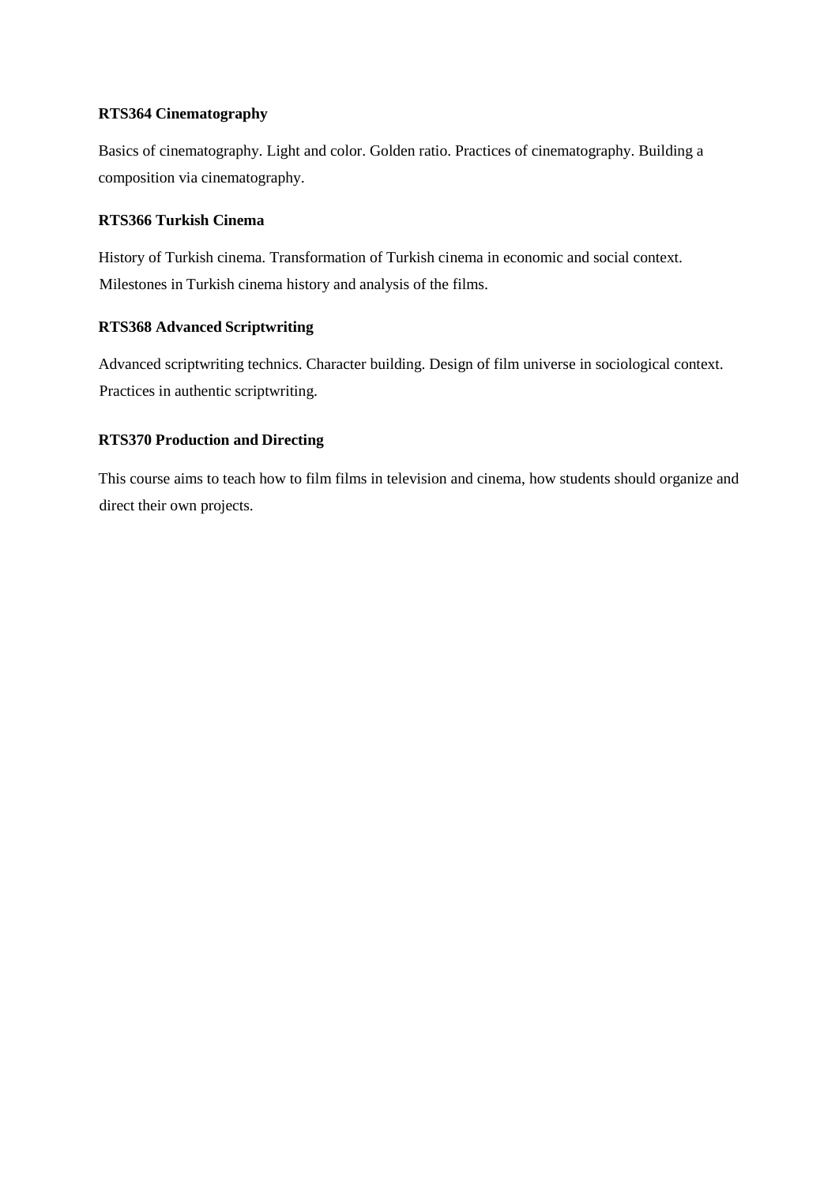**RTS364 Cinematography**

Basics of cinematography. Light and color. Golden ratio. Practices of cinematography. Building a composition via cinematography.

**RTS366 Turkish Cinema**

History of Turkish cinema. Transformation of Turkish cinema in economic and social context. Milestones in Turkish cinema history and analysis of the films.

**RTS368 Advanced Scriptwriting**

Advanced scriptwriting technics. Character building. Design of film universe in sociological context. Practices in authentic scriptwriting.

**RTS370 Production and Directing**

This course aims to teach how to film films in television and cinema, how students should organize and direct their own projects.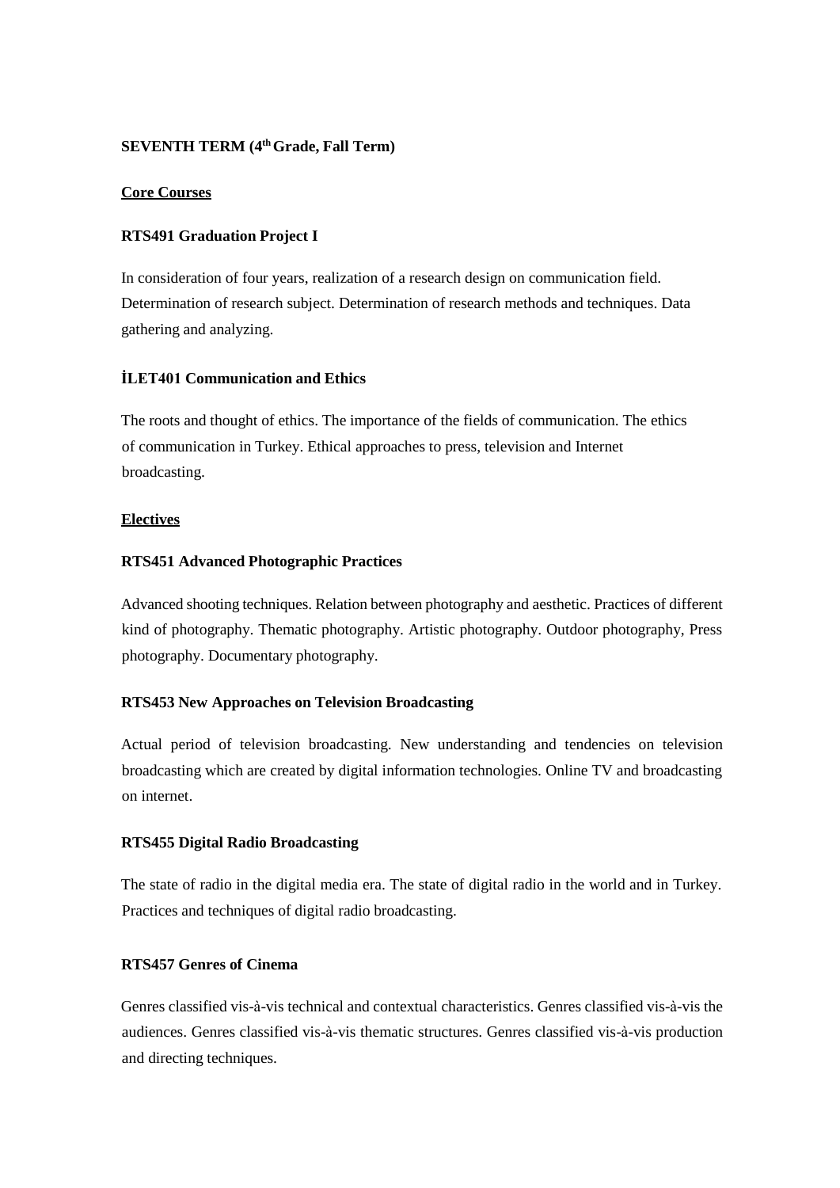**SEVENTH TERM (4th Grade, Fall Term)**

**Core Courses**

**RTS491 Graduation Project I**

In consideration of four years, realization of a research design on communication field. Determination of research subject. Determination of research methods and techniques. Data gathering and analyzing.

**İLET401 Communication and Ethics**

The roots and thought of ethics. The importance of the fields of communication. The ethics of communication in Turkey. Ethical approaches to press, television and Internet broadcasting.

**Electives**

**RTS451 Advanced Photographic Practices**

Advanced shooting techniques. Relation between photography and aesthetic. Practices of different kind of photography. Thematic photography. Artistic photography. Outdoor photography, Press photography. Documentary photography.

**RTS453 New Approaches on Television Broadcasting**

Actual period of television broadcasting. New understanding and tendencies on television broadcasting which are created by digital information technologies. Online TV and broadcasting on internet.

**RTS455 Digital Radio Broadcasting**

The state of radio in the digital media era. The state of digital radio in the world and in Turkey. Practices and techniques of digital radio broadcasting.

**RTS457 Genres of Cinema**

Genres classified vis-à-vis technical and contextual characteristics. Genres classified vis-à-vis the audiences. Genres classified vis-à-vis thematic structures. Genres classified vis-à-vis production and directing techniques.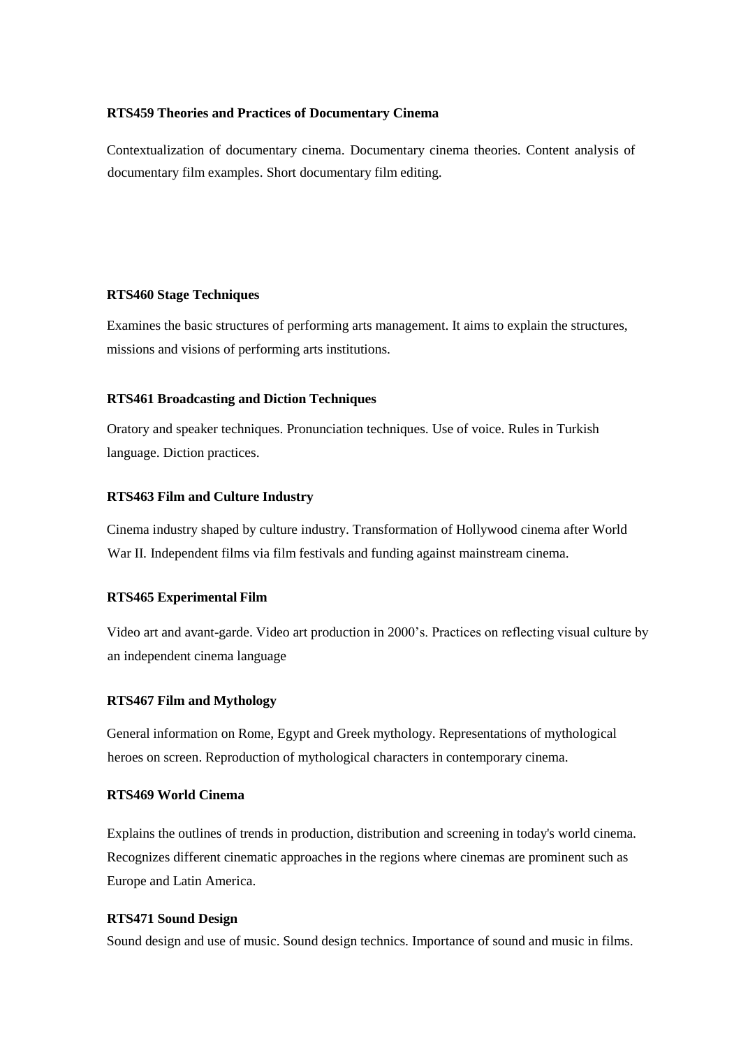**RTS459 Theories and Practices of Documentary Cinema**

Contextualization of documentary cinema. Documentary cinema theories. Content analysis of documentary film examples. Short documentary film editing.

**RTS460 Stage Techniques**

Examines the basic structures of performing arts management. It aims to explain the structures, missions and visions of performing arts institutions.

**RTS461 Broadcasting and Diction Techniques**

Oratory and speaker techniques. Pronunciation techniques. Use of voice. Rules in Turkish language. Diction practices.

**RTS463 Film and Culture Industry**

Cinema industry shaped by culture industry. Transformation of Hollywood cinema after World War II. Independent films via film festivals and funding against mainstream cinema.

**RTS465 Experimental Film**

Video art and avant-garde. Video art production in 2000's. Practices on reflecting visual culture by an independent cinema language

**RTS467 Film and Mythology**

General information on Rome, Egypt and Greek mythology. Representations of mythological heroes on screen. Reproduction of mythological characters in contemporary cinema.

**RTS469 World Cinema**

Explains the outlines of trends in production, distribution and screening in today's world cinema. Recognizes different cinematic approaches in the regions where cinemas are prominent such as Europe and Latin America.

**RTS471 Sound Design**

Sound design and use of music. Sound design technics. Importance of sound and music in films.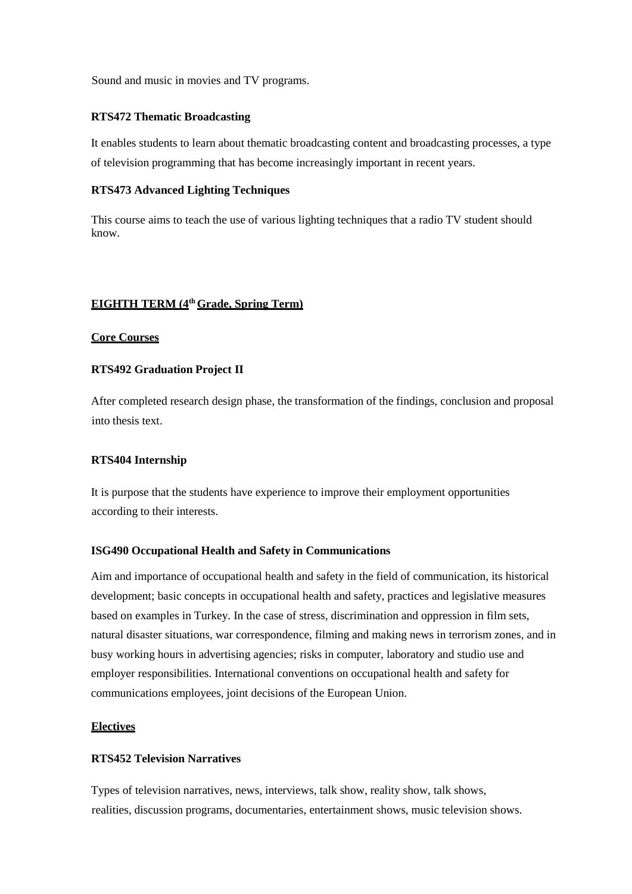Sound and music in movies and TV programs.

**RTS472 Thematic Broadcasting**

It enables students to learn about thematic broadcasting content and broadcasting processes, a type of television programming that has become increasingly important in recent years.

**RTS473 Advanced Lighting Techniques**

This course aims to teach the use of various lighting techniques that a radio TV student should know.

## EIGHTH TERM (4th Grade, Spring Term)

### Core Courses

**RTS492 Graduation Project II**

After completed research design phase, the transformation of the findings, conclusion and proposal into thesis text.

**RTS404 Internship**

It is purpose that the students have experience to improve their employment opportunities according to their interests.

**ISG490 Occupational Health and Safety in Communications**

Aim and importance of occupational health and safety in the field of communication, its historical development; basic concepts in occupational health and safety, practices and legislative measures based on examples in Turkey. In the case of stress, discrimination and oppression in film sets, natural disaster situations, war correspondence, filming and making news in terrorism zones, and in busy working hours in advertising agencies; risks in computer, laboratory and studio use and employer responsibilities. International conventions on occupational health and safety for communications employees, joint decisions of the European Union.

### Electives

**RTS452 Television Narratives**

Types of television narratives, news, interviews, talk show, reality show, talk shows, realities, discussion programs, documentaries, entertainment shows, music television shows.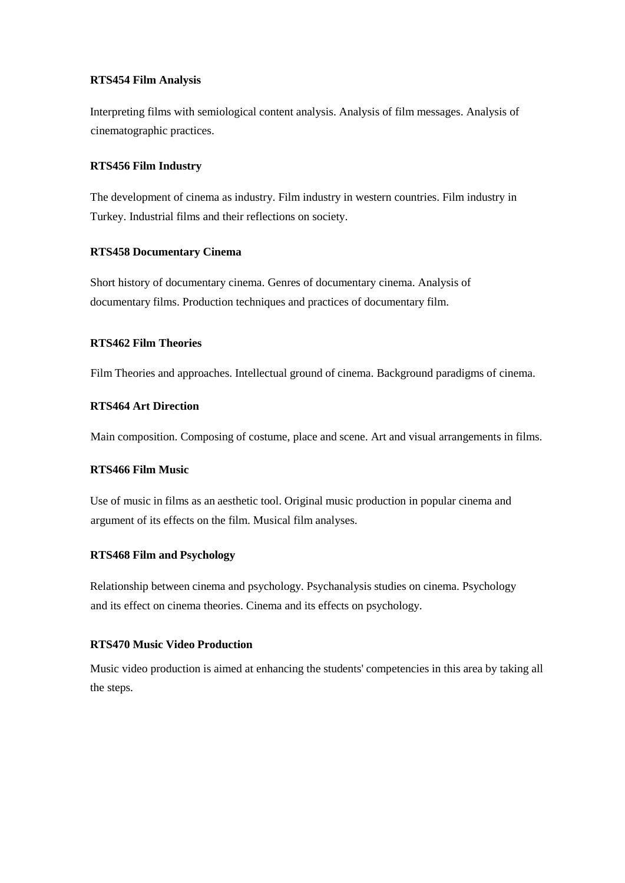**RTS454 Film Analysis**

Interpreting films with semiological content analysis. Analysis of film messages. Analysis of cinematographic practices.

**RTS456 Film Industry**

The development of cinema as industry. Film industry in western countries. Film industry in Turkey. Industrial films and their reflections on society.

**RTS458 Documentary Cinema**

Short history of documentary cinema. Genres of documentary cinema. Analysis of documentary films. Production techniques and practices of documentary film.

**RTS462 Film Theories**

Film Theories and approaches. Intellectual ground of cinema. Background paradigms of cinema.

**RTS464 Art Direction**

Main composition. Composing of costume, place and scene. Art and visual arrangements in films.

**RTS466 Film Music**

Use of music in films as an aesthetic tool. Original music production in popular cinema and argument of its effects on the film. Musical film analyses.

**RTS468 Film and Psychology**

Relationship between cinema and psychology. Psychanalysis studies on cinema. Psychology and its effect on cinema theories. Cinema and its effects on psychology.

**RTS470 Music Video Production**

Music video production is aimed at enhancing the students' competencies in this area by taking all the steps.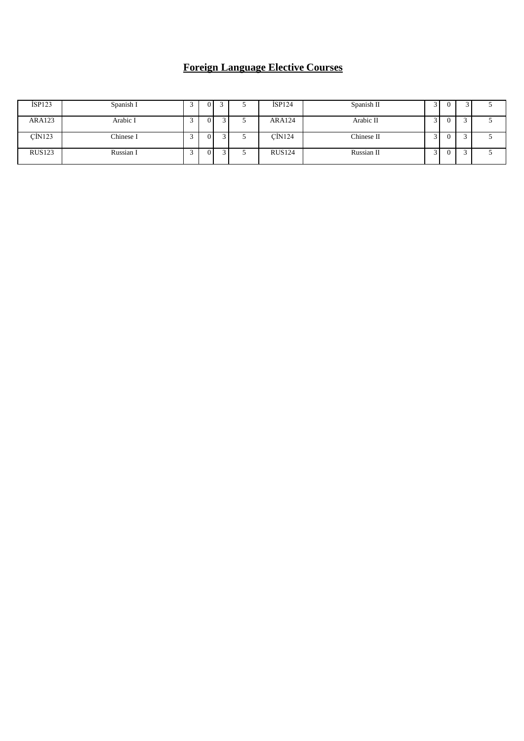# Foreign Language Elective Courses

| | | | | | | | | | | | |
|---|---|---|---|---|---|---|---|---|---|---|---|
| İSP123 | Spanish I | 3 | 0 | 3 | 5 | İSP124 | Spanish II | 3 | 0 | 3 | 5 |
| ARA123 | Arabic I | 3 | 0 | 3 | 5 | ARA124 | Arabic II | 3 | 0 | 3 | 5 |
| ÇİN123 | Chinese I | 3 | 0 | 3 | 5 | ÇİN124 | Chinese II | 3 | 0 | 3 | 5 |
| RUS123 | Russian I | 3 | 0 | 3 | 5 | RUS124 | Russian II | 3 | 0 | 3 | 5 |